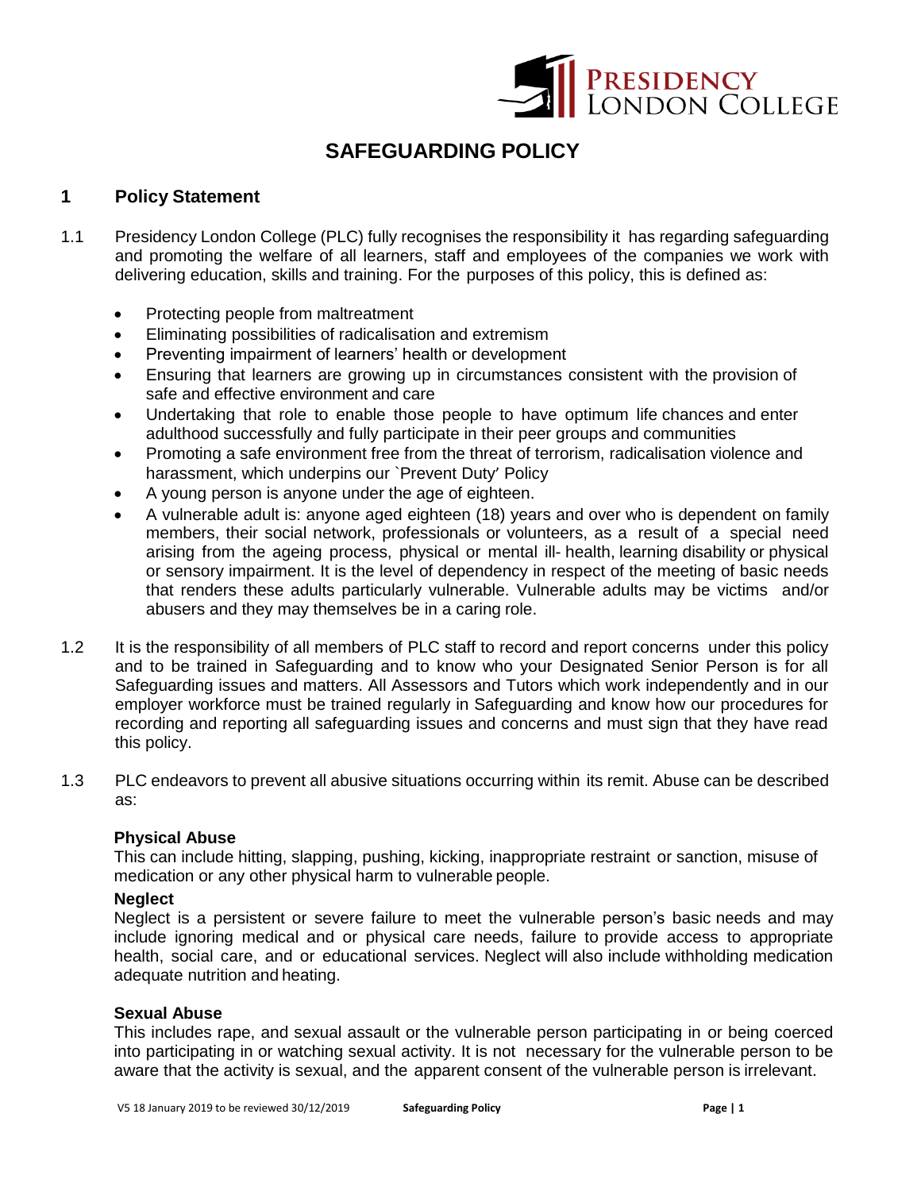# SAFEGUARDING POLICY

## 1 Policy Statement

1.1 Presidency London College (PLC) fully recognises the responsibility it has regarding safeguarding and promoting the welfare of all learners, staff and employees of the companies we work with delivering education, skills and training. For the purposes of this policy, this is defined as:

- Protecting people from maltreatment
- Eliminating possibilities of radicalisation and extremism
- Preventing impairment of learners' health or development
- Ensuring that learners are growing up in circumstances consistent with the provision of safe and effective environment and care
- Undertaking that role to enable those people to have optimum life chances and enter adulthood successfully and fully participate in their peer groups and communities
- Promoting a safe environment free from the threat of terrorism, radicalisation violence and harassment, which underpins our `Prevent Duty' Policy
- A young person is anyone under the age of eighteen.
- A vulnerable adult is: anyone aged eighteen (18) years and over who is dependent on family members, their social network, professionals or volunteers, as a result of a special need arising from the ageing process, physical or mental ill- health, learning disability or physical or sensory impairment. It is the level of dependency in respect of the meeting of basic needs that renders these adults particularly vulnerable. Vulnerable adults may be victims and/or abusers and they may themselves be in a caring role.

1.2 It is the responsibility of all members of PLC staff to record and report concerns under this policy and to be trained in Safeguarding and to know who your Designated Senior Person is for all Safeguarding issues and matters. All Assessors and Tutors which work independently and in our employer workforce must be trained regularly in Safeguarding and know how our procedures for recording and reporting all safeguarding issues and concerns and must sign that they have read this policy.

1.3 PLC endeavors to prevent all abusive situations occurring within its remit. Abuse can be described as:

**Physical Abuse**
This can include hitting, slapping, pushing, kicking, inappropriate restraint or sanction, misuse of medication or any other physical harm to vulnerable people.

**Neglect**
Neglect is a persistent or severe failure to meet the vulnerable person's basic needs and may include ignoring medical and or physical care needs, failure to provide access to appropriate health, social care, and or educational services. Neglect will also include withholding medication adequate nutrition and heating.

**Sexual Abuse**
This includes rape, and sexual assault or the vulnerable person participating in or being coerced into participating in or watching sexual activity. It is not necessary for the vulnerable person to be aware that the activity is sexual, and the apparent consent of the vulnerable person is irrelevant.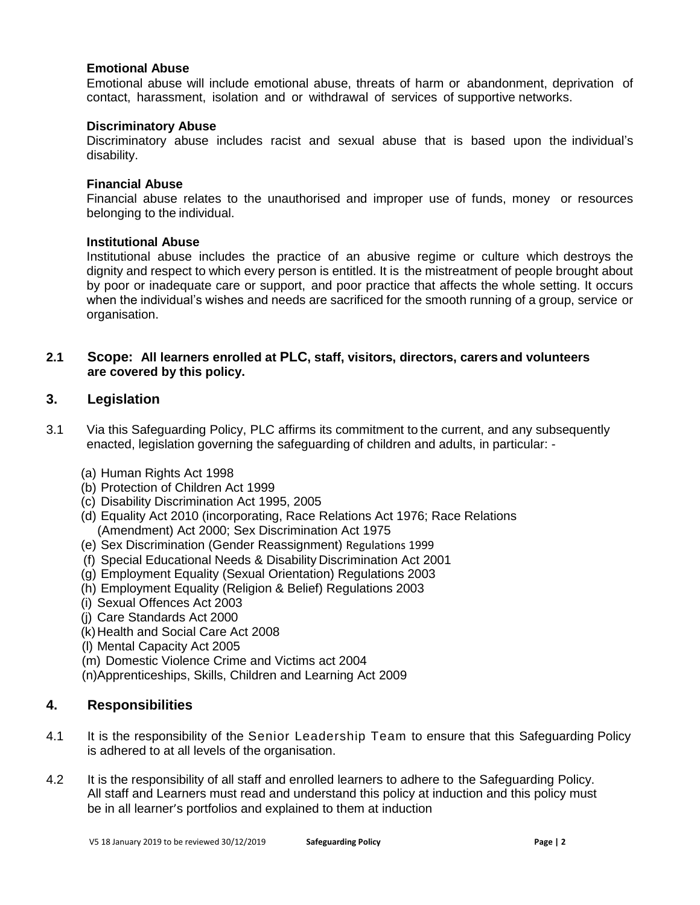**Emotional Abuse**

Emotional abuse will include emotional abuse, threats of harm or abandonment, deprivation of contact, harassment, isolation and or withdrawal of services of supportive networks.

**Discriminatory Abuse**

Discriminatory abuse includes racist and sexual abuse that is based upon the individual's disability.

**Financial Abuse**

Financial abuse relates to the unauthorised and improper use of funds, money or resources belonging to the individual.

**Institutional Abuse**

Institutional abuse includes the practice of an abusive regime or culture which destroys the dignity and respect to which every person is entitled. It is the mistreatment of people brought about by poor or inadequate care or support, and poor practice that affects the whole setting. It occurs when the individual's wishes and needs are sacrificed for the smooth running of a group, service or organisation.

**2.1 Scope: All learners enrolled at PLC, staff, visitors, directors, carers and volunteers are covered by this policy.**

## 3. Legislation

3.1 Via this Safeguarding Policy, PLC affirms its commitment to the current, and any subsequently enacted, legislation governing the safeguarding of children and adults, in particular: -

(a) Human Rights Act 1998
(b) Protection of Children Act 1999
(c) Disability Discrimination Act 1995, 2005
(d) Equality Act 2010 (incorporating, Race Relations Act 1976; Race Relations (Amendment) Act 2000; Sex Discrimination Act 1975
(e) Sex Discrimination (Gender Reassignment) Regulations 1999
(f) Special Educational Needs & Disability Discrimination Act 2001
(g) Employment Equality (Sexual Orientation) Regulations 2003
(h) Employment Equality (Religion & Belief) Regulations 2003
(i) Sexual Offences Act 2003
(j) Care Standards Act 2000
(k) Health and Social Care Act 2008
(l) Mental Capacity Act 2005
(m) Domestic Violence Crime and Victims act 2004
(n) Apprenticeships, Skills, Children and Learning Act 2009

## 4. Responsibilities

4.1 It is the responsibility of the Senior Leadership Team to ensure that this Safeguarding Policy is adhered to at all levels of the organisation.

4.2 It is the responsibility of all staff and enrolled learners to adhere to the Safeguarding Policy. All staff and Learners must read and understand this policy at induction and this policy must be in all learner's portfolios and explained to them at induction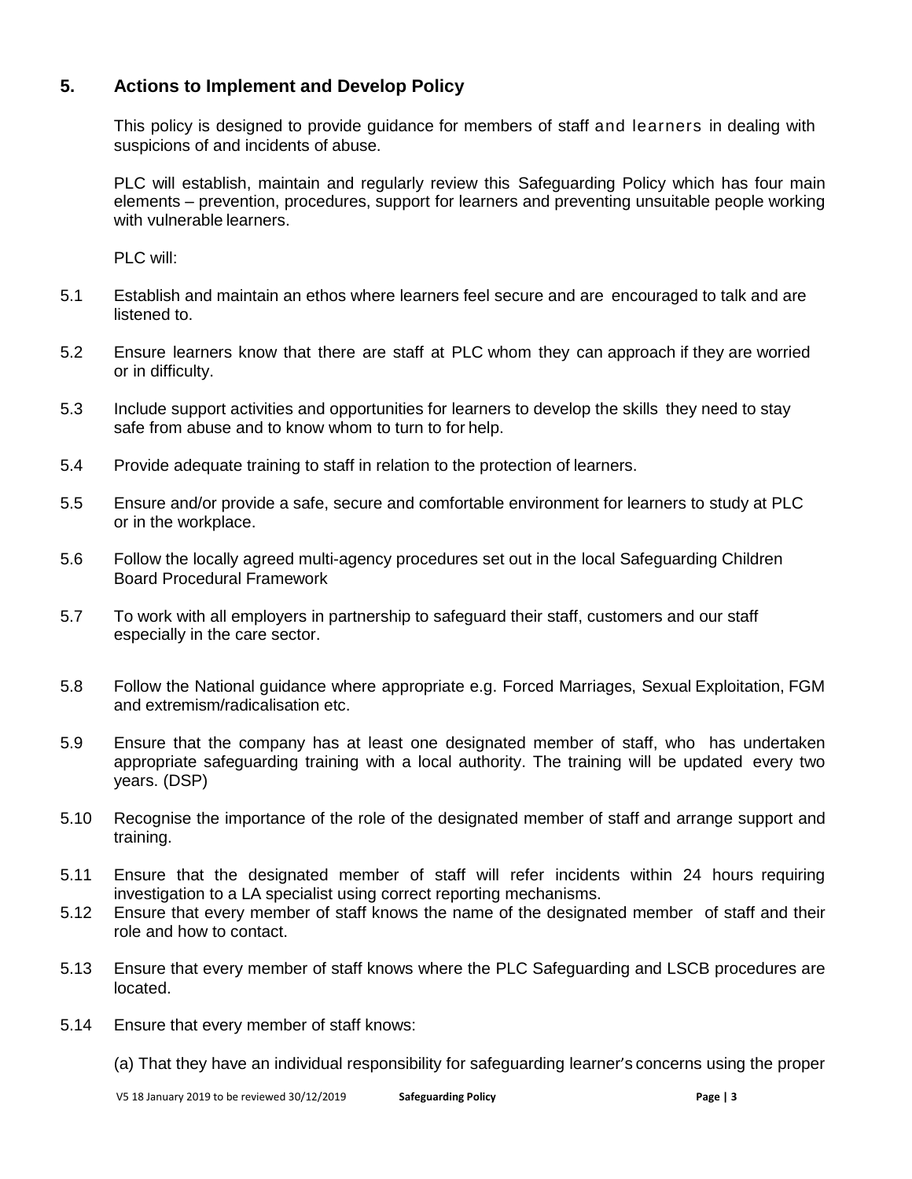## 5. Actions to Implement and Develop Policy

This policy is designed to provide guidance for members of staff and learners in dealing with suspicions of and incidents of abuse.

PLC will establish, maintain and regularly review this Safeguarding Policy which has four main elements – prevention, procedures, support for learners and preventing unsuitable people working with vulnerable learners.

PLC will:

5.1 Establish and maintain an ethos where learners feel secure and are encouraged to talk and are listened to.

5.2 Ensure learners know that there are staff at PLC whom they can approach if they are worried or in difficulty.

5.3 Include support activities and opportunities for learners to develop the skills they need to stay safe from abuse and to know whom to turn to for help.

5.4 Provide adequate training to staff in relation to the protection of learners.

5.5 Ensure and/or provide a safe, secure and comfortable environment for learners to study at PLC or in the workplace.

5.6 Follow the locally agreed multi-agency procedures set out in the local Safeguarding Children Board Procedural Framework

5.7 To work with all employers in partnership to safeguard their staff, customers and our staff especially in the care sector.

5.8 Follow the National guidance where appropriate e.g. Forced Marriages, Sexual Exploitation, FGM and extremism/radicalisation etc.

5.9 Ensure that the company has at least one designated member of staff, who has undertaken appropriate safeguarding training with a local authority. The training will be updated every two years. (DSP)

5.10 Recognise the importance of the role of the designated member of staff and arrange support and training.

5.11 Ensure that the designated member of staff will refer incidents within 24 hours requiring investigation to a LA specialist using correct reporting mechanisms.

5.12 Ensure that every member of staff knows the name of the designated member of staff and their role and how to contact.

5.13 Ensure that every member of staff knows where the PLC Safeguarding and LSCB procedures are located.

5.14 Ensure that every member of staff knows:

(a) That they have an individual responsibility for safeguarding learner's concerns using the proper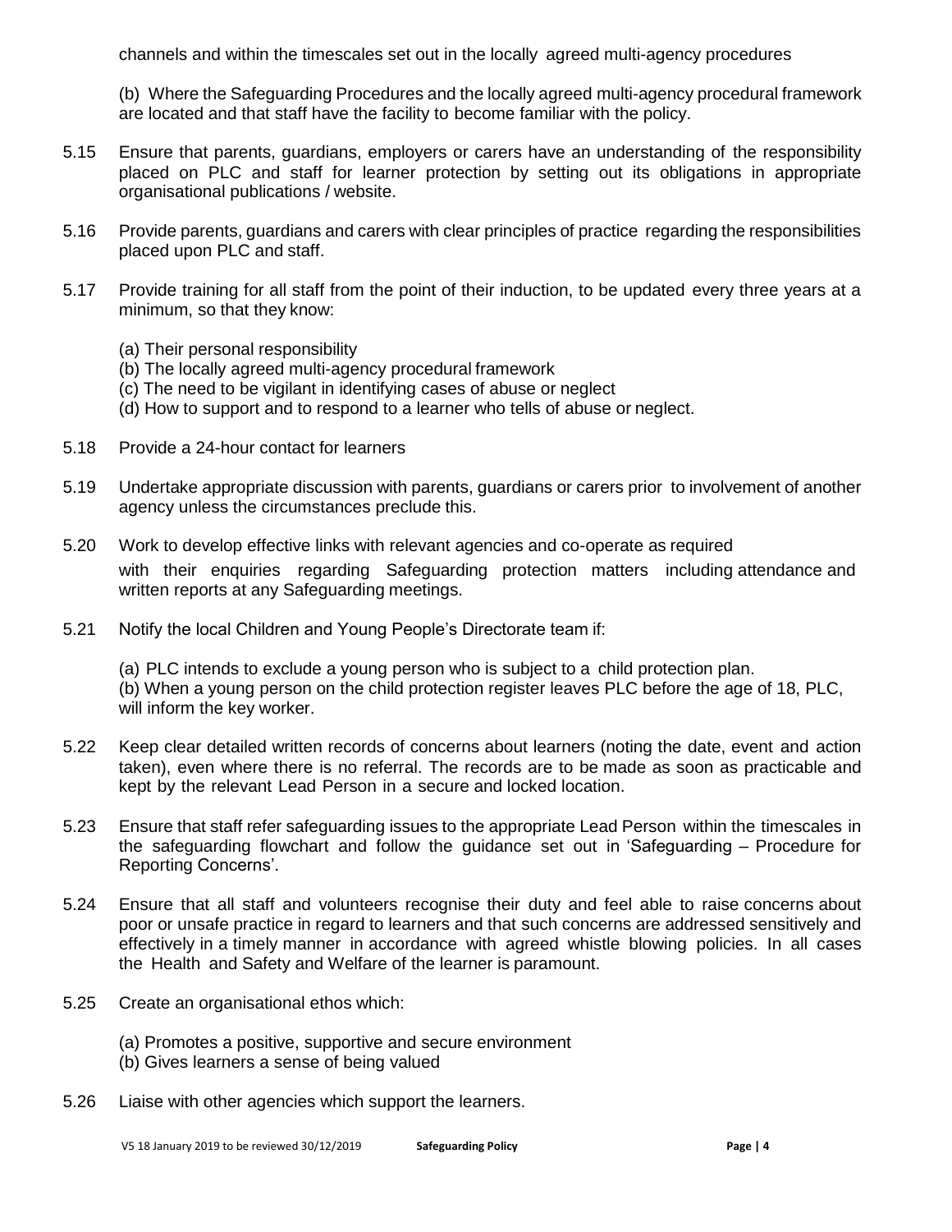channels and within the timescales set out in the locally agreed multi-agency procedures

(b) Where the Safeguarding Procedures and the locally agreed multi-agency procedural framework are located and that staff have the facility to become familiar with the policy.

5.15 Ensure that parents, guardians, employers or carers have an understanding of the responsibility placed on PLC and staff for learner protection by setting out its obligations in appropriate organisational publications / website.

5.16 Provide parents, guardians and carers with clear principles of practice regarding the responsibilities placed upon PLC and staff.

5.17 Provide training for all staff from the point of their induction, to be updated every three years at a minimum, so that they know:

(a) Their personal responsibility
(b) The locally agreed multi-agency procedural framework
(c) The need to be vigilant in identifying cases of abuse or neglect
(d) How to support and to respond to a learner who tells of abuse or neglect.

5.18 Provide a 24-hour contact for learners

5.19 Undertake appropriate discussion with parents, guardians or carers prior to involvement of another agency unless the circumstances preclude this.

5.20 Work to develop effective links with relevant agencies and co-operate as required with their enquiries regarding Safeguarding protection matters including attendance and written reports at any Safeguarding meetings.

5.21 Notify the local Children and Young People's Directorate team if:

(a) PLC intends to exclude a young person who is subject to a child protection plan.
(b) When a young person on the child protection register leaves PLC before the age of 18, PLC, will inform the key worker.

5.22 Keep clear detailed written records of concerns about learners (noting the date, event and action taken), even where there is no referral. The records are to be made as soon as practicable and kept by the relevant Lead Person in a secure and locked location.

5.23 Ensure that staff refer safeguarding issues to the appropriate Lead Person within the timescales in the safeguarding flowchart and follow the guidance set out in 'Safeguarding – Procedure for Reporting Concerns'.

5.24 Ensure that all staff and volunteers recognise their duty and feel able to raise concerns about poor or unsafe practice in regard to learners and that such concerns are addressed sensitively and effectively in a timely manner in accordance with agreed whistle blowing policies. In all cases the Health and Safety and Welfare of the learner is paramount.

5.25 Create an organisational ethos which:

(a) Promotes a positive, supportive and secure environment
(b) Gives learners a sense of being valued

5.26 Liaise with other agencies which support the learners.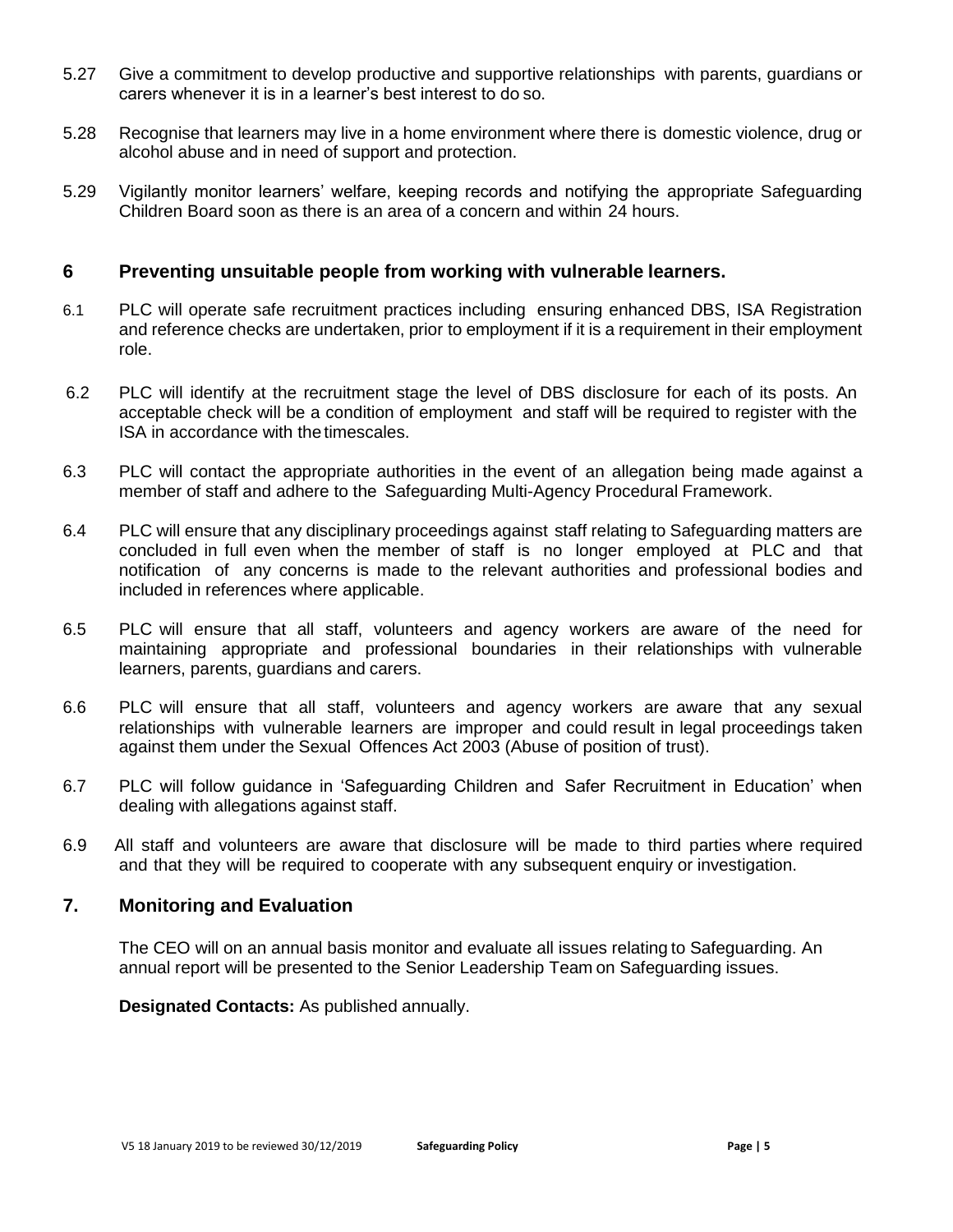5.27 Give a commitment to develop productive and supportive relationships with parents, guardians or carers whenever it is in a learner's best interest to do so.

5.28 Recognise that learners may live in a home environment where there is domestic violence, drug or alcohol abuse and in need of support and protection.

5.29 Vigilantly monitor learners' welfare, keeping records and notifying the appropriate Safeguarding Children Board soon as there is an area of a concern and within 24 hours.

## 6 Preventing unsuitable people from working with vulnerable learners.

6.1 PLC will operate safe recruitment practices including ensuring enhanced DBS, ISA Registration and reference checks are undertaken, prior to employment if it is a requirement in their employment role.

6.2 PLC will identify at the recruitment stage the level of DBS disclosure for each of its posts. An acceptable check will be a condition of employment and staff will be required to register with the ISA in accordance with the timescales.

6.3 PLC will contact the appropriate authorities in the event of an allegation being made against a member of staff and adhere to the Safeguarding Multi-Agency Procedural Framework.

6.4 PLC will ensure that any disciplinary proceedings against staff relating to Safeguarding matters are concluded in full even when the member of staff is no longer employed at PLC and that notification of any concerns is made to the relevant authorities and professional bodies and included in references where applicable.

6.5 PLC will ensure that all staff, volunteers and agency workers are aware of the need for maintaining appropriate and professional boundaries in their relationships with vulnerable learners, parents, guardians and carers.

6.6 PLC will ensure that all staff, volunteers and agency workers are aware that any sexual relationships with vulnerable learners are improper and could result in legal proceedings taken against them under the Sexual Offences Act 2003 (Abuse of position of trust).

6.7 PLC will follow guidance in 'Safeguarding Children and Safer Recruitment in Education' when dealing with allegations against staff.

6.9 All staff and volunteers are aware that disclosure will be made to third parties where required and that they will be required to cooperate with any subsequent enquiry or investigation.

## 7. Monitoring and Evaluation

The CEO will on an annual basis monitor and evaluate all issues relating to Safeguarding. An annual report will be presented to the Senior Leadership Team on Safeguarding issues.

**Designated Contacts:** As published annually.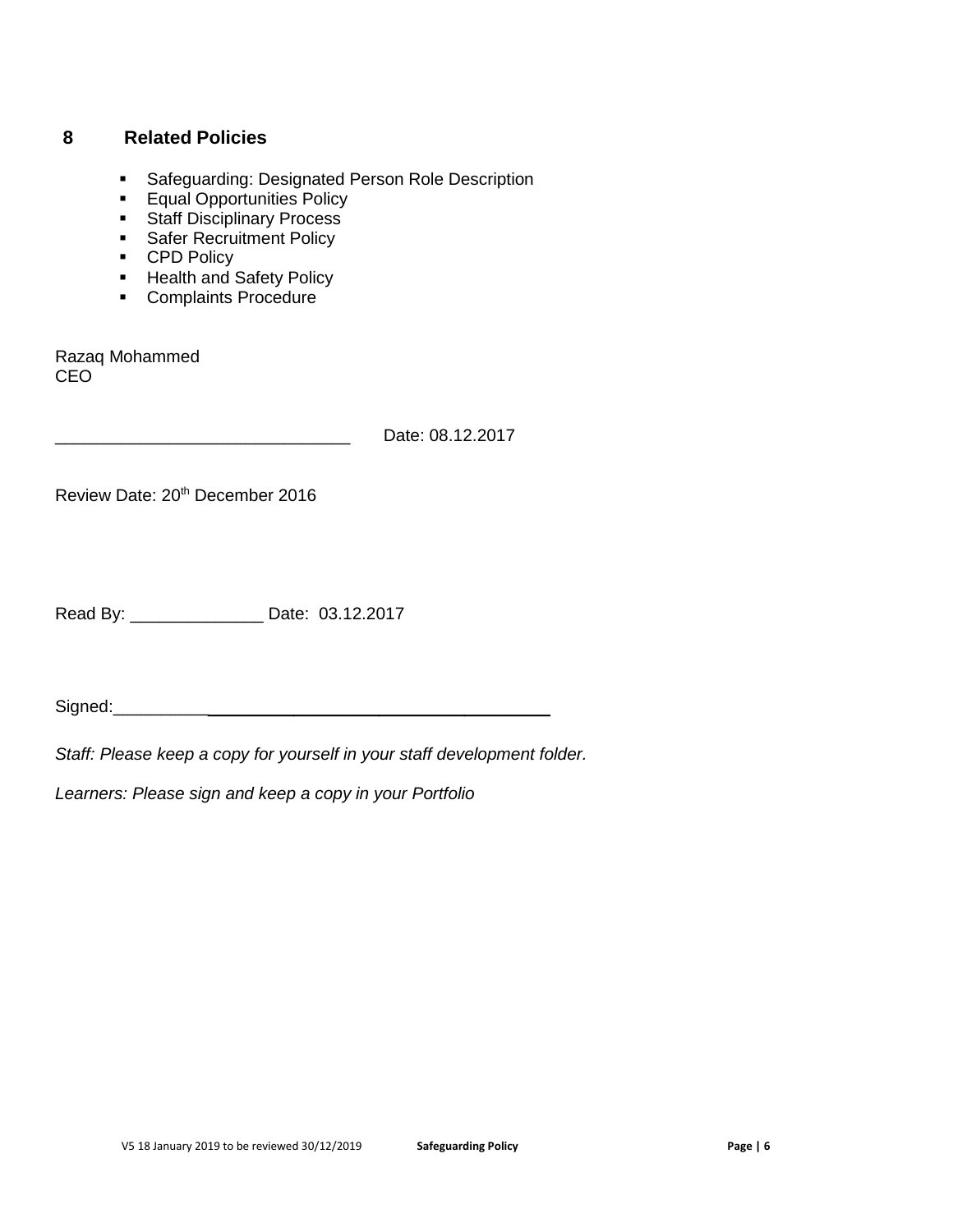## 8 Related Policies

- Safeguarding: Designated Person Role Description
- Equal Opportunities Policy
- Staff Disciplinary Process
- Safer Recruitment Policy
- CPD Policy
- Health and Safety Policy
- Complaints Procedure

Razaq Mohammed
CEO

______________________________ Date: 08.12.2017

Review Date: 20th December 2016

Read By: ______________ Date: 03.12.2017

Signed:______________________________________________

*Staff: Please keep a copy for yourself in your staff development folder.*

*Learners: Please sign and keep a copy in your Portfolio*